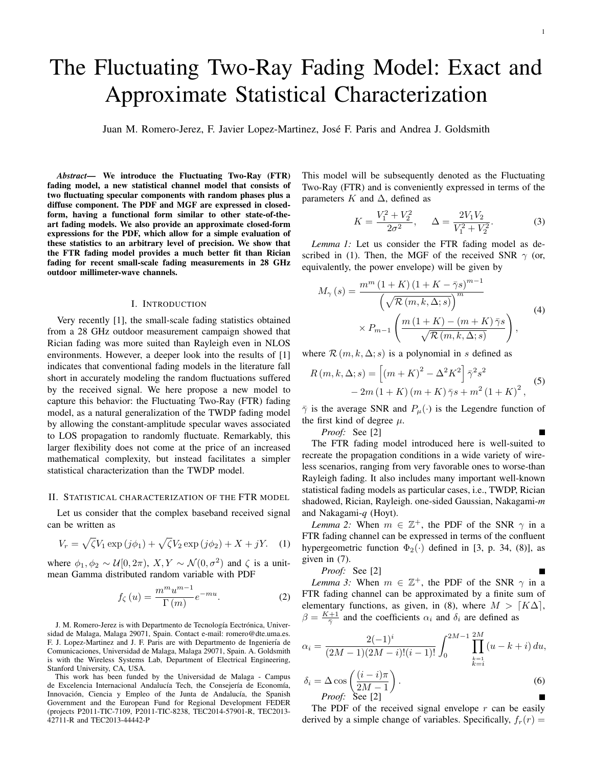# The Fluctuating Two-Ray Fading Model: Exact and Approximate Statistical Characterization

Juan M. Romero-Jerez, F. Javier Lopez-Martinez, José F. Paris and Andrea J. Goldsmith

***Abstract*— We introduce the Fluctuating Two-Ray (FTR) fading model, a new statistical channel model that consists of two fluctuating specular components with random phases plus a diffuse component. The PDF and MGF are expressed in closed-form, having a functional form similar to other state-of-the-art fading models. We also provide an approximate closed-form expressions for the PDF, which allow for a simple evaluation of these statistics to an arbitrary level of precision. We show that the FTR fading model provides a much better fit than Rician fading for recent small-scale fading measurements in 28 GHz outdoor millimeter-wave channels.**

## I. Introduction

Very recently [1], the small-scale fading statistics obtained from a 28 GHz outdoor measurement campaign showed that Rician fading was more suited than Rayleigh even in NLOS environments. However, a deeper look into the results of [1] indicates that conventional fading models in the literature fall short in accurately modeling the random fluctuations suffered by the received signal. We here propose a new model to capture this behavior: the Fluctuating Two-Ray (FTR) fading model, as a natural generalization of the TWDP fading model by allowing the constant-amplitude specular waves associated to LOS propagation to randomly fluctuate. Remarkably, this larger flexibility does not come at the price of an increased mathematical complexity, but instead facilitates a simpler statistical characterization than the TWDP model.

## II. Statistical characterization of the FTR model

Let us consider that the complex baseband received signal can be written as

$$V_r = \sqrt{\zeta} V_1 \exp\left(j\phi_1\right) + \sqrt{\zeta} V_2 \exp\left(j\phi_2\right) + X + jY. \quad (1)$$

where $\phi_1, \phi_2 \sim \mathcal{U}[0, 2\pi)$, $X, Y \sim \mathcal{N}(0, \sigma^2)$ and $\zeta$ is a unit-mean Gamma distributed random variable with PDF

$$f_\zeta\left(u\right) = \frac{m^m u^{m-1}}{\Gamma\left(m\right)} e^{-mu}. \quad (2)$$

J. M. Romero-Jerez is with Departmento de Tecnología Electrónica, Universidad de Malaga, Malaga 29071, Spain. Contact e-mail: romero@dte.uma.es. F. J. Lopez-Martinez and J. F. Paris are with Departmento de Ingeniería de Comunicaciones, Universidad de Malaga, Malaga 29071, Spain. A. Goldsmith is with the Wireless Systems Lab, Department of Electrical Engineering, Stanford University, CA, USA.

This work has been funded by the Universidad de Malaga - Campus de Excelencia Internacional Andalucía Tech, the Consejería de Economía, Innovación, Ciencia y Empleo of the Junta de Andalucía, the Spanish Government and the European Fund for Regional Development FEDER (projects P2011-TIC-7109, P2011-TIC-8238, TEC2014-57901-R, TEC2013-42711-R and TEC2013-44442-P

This model will be subsequently denoted as the Fluctuating Two-Ray (FTR) and is conveniently expressed in terms of the parameters $K$ and $\Delta$, defined as

$$K = \frac{V_1^2 + V_2^2}{2\sigma^2}, \qquad \Delta = \frac{2V_1V_2}{V_1^2 + V_2^2}. \quad (3)$$

*Lemma 1:* Let us consider the FTR fading model as described in (1). Then, the MGF of the received SNR $\gamma$ (or, equivalently, the power envelope) will be given by

$$\begin{aligned} M_\gamma\left(s\right) = &\frac{m^m\left(1+K\right)\left(1+K-\bar{\gamma}s\right)^{m-1}}{\left(\sqrt{\mathcal{R}\left(m,k,\Delta;s\right)}\right)^m} \\ &\times P_{m-1}\left(\frac{m\left(1+K\right)-\left(m+K\right)\bar{\gamma}s}{\sqrt{\mathcal{R}\left(m,k,\Delta;s\right)}}\right), \end{aligned} \quad (4)$$

where $\mathcal{R}\left(m,k,\Delta;s\right)$ is a polynomial in $s$ defined as

$$\begin{aligned} R\left(m,k,\Delta;s\right) = &\left[\left(m+K\right)^2 - \Delta^2 K^2\right]\bar{\gamma}^2 s^2 \\ &- 2m\left(1+K\right)\left(m+K\right)\bar{\gamma}s + m^2\left(1+K\right)^2, \end{aligned} \quad (5)$$

$\bar{\gamma}$ is the average SNR and $P_\mu(\cdot)$ is the Legendre function of the first kind of degree $\mu$.

*Proof:* See [2] ■

The FTR fading model introduced here is well-suited to recreate the propagation conditions in a wide variety of wireless scenarios, ranging from very favorable ones to worse-than Rayleigh fading. It also includes many important well-known statistical fading models as particular cases, i.e., TWDP, Rician shadowed, Rician, Rayleigh. one-sided Gaussian, Nakagami-*m* and Nakagami-*q* (Hoyt).

*Lemma 2:* When $m \in \mathbb{Z}^+$, the PDF of the SNR $\gamma$ in a FTR fading channel can be expressed in terms of the confluent hypergeometric function $\Phi_2(\cdot)$ defined in [3, p. 34, (8)], as given in (7).

*Proof:* See [2] ■

*Lemma 3:* When $m \in \mathbb{Z}^+$, the PDF of the SNR $\gamma$ in a FTR fading channel can be approximated by a finite sum of elementary functions, as given, in (8), where $M > \lceil K\Delta \rceil$, $\beta = \frac{K+1}{\bar{\gamma}}$ and the coefficients $\alpha_i$ and $\delta_i$ are defined as

$$\alpha_i = \frac{2(-1)^i}{(2M-1)(2M-i)!(i-1)!}\int_0^{2M-1}\prod_{\substack{k=1\\k\neq i}}^{2M}\left(u-k+i\right)du,$$

$$\delta_i = \Delta\cos\left(\frac{(i-i)\pi}{2M-1}\right). \quad (6)$$

*Proof:* See [2] ■

The PDF of the received signal envelope $r$ can be easily derived by a simple change of variables. Specifically, $f_r(r) =$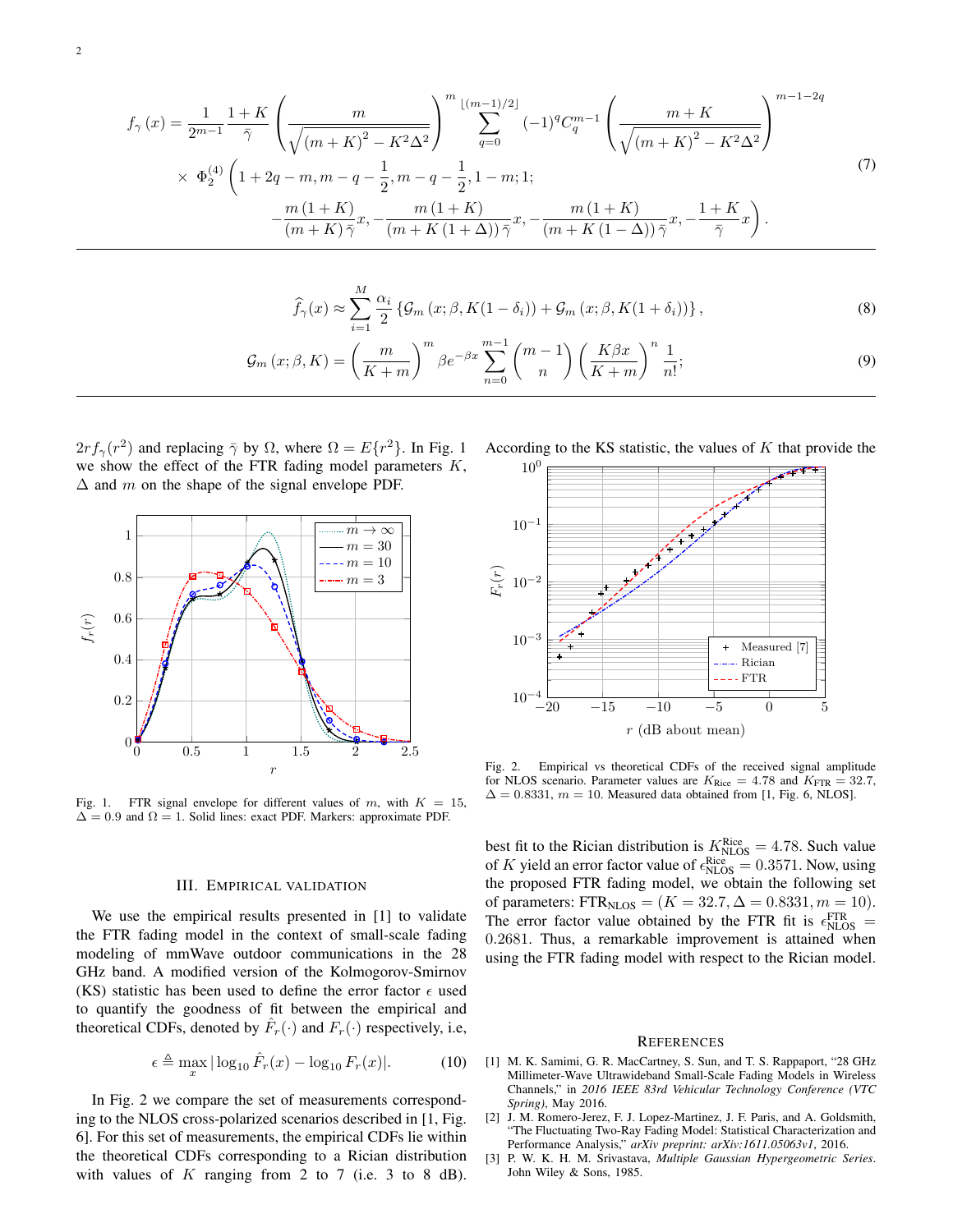$$
\begin{aligned}
f_\gamma(x) = \frac{1}{2^{m-1}} \frac{1+K}{\bar{\gamma}} \left( \frac{m}{\sqrt{(m+K)^2 - K^2\Delta^2}} \right)^m \sum_{q=0}^{\lfloor (m-1)/2 \rfloor} (-1)^q C_q^{m-1} \left( \frac{m+K}{\sqrt{(m+K)^2 - K^2\Delta^2}} \right)^{m-1-2q} \\
\times\ \Phi_2^{(4)} \Bigg( 1+2q-m, m-q-\frac{1}{2}, m-q-\frac{1}{2}, 1-m; 1; \\
-\frac{m(1+K)}{(m+K)\bar{\gamma}}x, -\frac{m(1+K)}{(m+K(1+\Delta))\bar{\gamma}}x, -\frac{m(1+K)}{(m+K(1-\Delta))\bar{\gamma}}x, -\frac{1+K}{\bar{\gamma}}x \Bigg).
\end{aligned} \tag{7}
$$

$$
\widehat{f}_\gamma(x) \approx \sum_{i=1}^{M} \frac{\alpha_i}{2} \left\{ \mathcal{G}_m\left(x; \beta, K(1-\delta_i)\right) + \mathcal{G}_m\left(x; \beta, K(1+\delta_i)\right) \right\}, \tag{8}
$$

$$
\mathcal{G}_m(x; \beta, K) = \left( \frac{m}{K+m} \right)^m \beta e^{-\beta x} \sum_{n=0}^{m-1} \binom{m-1}{n} \left( \frac{K\beta x}{K+m} \right)^n \frac{1}{n!}; \tag{9}
$$

$2rf_\gamma(r^2)$ and replacing $\bar{\gamma}$ by $\Omega$, where $\Omega = E\{r^2\}$. In Fig. 1 we show the effect of the FTR fading model parameters $K$, $\Delta$ and $m$ on the shape of the signal envelope PDF.

$m \to \infty$
$m = 30$
$m = 10$
$m = 3$
$f_r(r)$
$r$
0
0.2
0.4
0.6
0.8
1
0
0.5
1
1.5
2
2.5

Fig. 1. FTR signal envelope for different values of $m$, with $K = 15$, $\Delta = 0.9$ and $\Omega = 1$. Solid lines: exact PDF. Markers: approximate PDF.

## III. Empirical validation

We use the empirical results presented in [1] to validate the FTR fading model in the context of small-scale fading modeling of mmWave outdoor communications in the 28 GHz band. A modified version of the Kolmogorov-Smirnov (KS) statistic has been used to define the error factor $\epsilon$ used to quantify the goodness of fit between the empirical and theoretical CDFs, denoted by $\hat{F}_r(\cdot)$ and $F_r(\cdot)$ respectively, i.e,

$$
\epsilon \triangleq \max_x |\log_{10} \hat{F}_r(x) - \log_{10} F_r(x)|. \tag{10}
$$

In Fig. 2 we compare the set of measurements corresponding to the NLOS cross-polarized scenarios described in [1, Fig. 6]. For this set of measurements, the empirical CDFs lie within the theoretical CDFs corresponding to a Rician distribution with values of $K$ ranging from 2 to 7 (i.e. 3 to 8 dB). According to the KS statistic, the values of $K$ that provide the

Measured [7]
Rician
FTR
$F_r(r)$
$r$ (dB about mean)
$10^{-4}$
$10^{-3}$
$10^{-2}$
$10^{-1}$
$10^{0}$
−20
−15
−10
−5
0
5

Fig. 2. Empirical vs theoretical CDFs of the received signal amplitude for NLOS scenario. Parameter values are $K_{\text{Rice}} = 4.78$ and $K_{\text{FTR}} = 32.7$, $\Delta = 0.8331$, $m = 10$. Measured data obtained from [1, Fig. 6, NLOS].

best fit to the Rician distribution is $K_{\text{NLOS}}^{\text{Rice}} = 4.78$. Such value of $K$ yield an error factor value of $\epsilon_{\text{NLOS}}^{\text{Rice}} = 0.3571$. Now, using the proposed FTR fading model, we obtain the following set of parameters: $\text{FTR}_{\text{NLOS}} = (K = 32.7, \Delta = 0.8331, m = 10)$. The error factor value obtained by the FTR fit is $\epsilon_{\text{NLOS}}^{\text{FTR}} = 0.2681$. Thus, a remarkable improvement is attained when using the FTR fading model with respect to the Rician model.

## References

[1] M. K. Samimi, G. R. MacCartney, S. Sun, and T. S. Rappaport, "28 GHz Millimeter-Wave Ultrawideband Small-Scale Fading Models in Wireless Channels," in *2016 IEEE 83rd Vehicular Technology Conference (VTC Spring)*, May 2016.

[2] J. M. Romero-Jerez, F. J. Lopez-Martinez, J. F. Paris, and A. Goldsmith, "The Fluctuating Two-Ray Fading Model: Statistical Characterization and Performance Analysis," *arXiv preprint: arXiv:1611.05063v1*, 2016.

[3] P. W. K. H. M. Srivastava, *Multiple Gaussian Hypergeometric Series*. John Wiley & Sons, 1985.